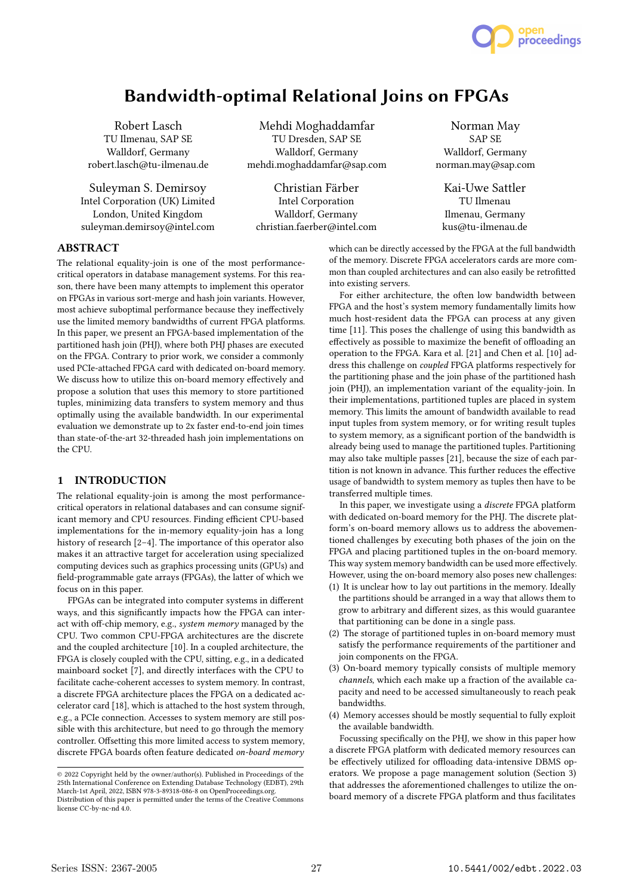# Bandwidth-optimal Relational Joins on FPGAs

Robert Lasch
TU Ilmenau, SAP SE
Walldorf, Germany
robert.lasch@tu-ilmenau.de

Mehdi Moghaddamfar
TU Dresden, SAP SE
Walldorf, Germany
mehdi.moghaddamfar@sap.com

Norman May
SAP SE
Walldorf, Germany
norman.may@sap.com

Suleyman S. Demirsoy
Intel Corporation (UK) Limited
London, United Kingdom
suleyman.demirsoy@intel.com

Christian Färber
Intel Corporation
Walldorf, Germany
christian.faerber@intel.com

Kai-Uwe Sattler
TU Ilmenau
Ilmenau, Germany
kus@tu-ilmenau.de

## ABSTRACT

The relational equality-join is one of the most performance-critical operators in database management systems. For this reason, there have been many attempts to implement this operator on FPGAs in various sort-merge and hash join variants. However, most achieve suboptimal performance because they ineffectively use the limited memory bandwidths of current FPGA platforms. In this paper, we present an FPGA-based implementation of the partitioned hash join (PHJ), where both PHJ phases are executed on the FPGA. Contrary to prior work, we consider a commonly used PCIe-attached FPGA card with dedicated on-board memory. We discuss how to utilize this on-board memory effectively and propose a solution that uses this memory to store partitioned tuples, minimizing data transfers to system memory and thus optimally using the available bandwidth. In our experimental evaluation we demonstrate up to 2x faster end-to-end join times than state-of-the-art 32-threaded hash join implementations on the CPU.

## 1 INTRODUCTION

The relational equality-join is among the most performance-critical operators in relational databases and can consume significant memory and CPU resources. Finding efficient CPU-based implementations for the in-memory equality-join has a long history of research [2–4]. The importance of this operator also makes it an attractive target for acceleration using specialized computing devices such as graphics processing units (GPUs) and field-programmable gate arrays (FPGAs), the latter of which we focus on in this paper.

FPGAs can be integrated into computer systems in different ways, and this significantly impacts how the FPGA can interact with off-chip memory, e.g., *system memory* managed by the CPU. Two common CPU-FPGA architectures are the discrete and the coupled architecture [10]. In a coupled architecture, the FPGA is closely coupled with the CPU, sitting, e.g., in a dedicated mainboard socket [7], and directly interfaces with the CPU to facilitate cache-coherent accesses to system memory. In contrast, a discrete FPGA architecture places the FPGA on a dedicated accelerator card [18], which is attached to the host system through, e.g., a PCIe connection. Accesses to system memory are still possible with this architecture, but need to go through the memory controller. Offsetting this more limited access to system memory, discrete FPGA boards often feature dedicated *on-board memory* which can be directly accessed by the FPGA at the full bandwidth of the memory. Discrete FPGA accelerators cards are more common than coupled architectures and can also easily be retrofitted into existing servers.

For either architecture, the often low bandwidth between FPGA and the host's system memory fundamentally limits how much host-resident data the FPGA can process at any given time [11]. This poses the challenge of using this bandwidth as effectively as possible to maximize the benefit of offloading an operation to the FPGA. Kara et al. [21] and Chen et al. [10] address this challenge on *coupled* FPGA platforms respectively for the partitioning phase and the join phase of the partitioned hash join (PHJ), an implementation variant of the equality-join. In their implementations, partitioned tuples are placed in system memory. This limits the amount of bandwidth available to read input tuples from system memory, or for writing result tuples to system memory, as a significant portion of the bandwidth is already being used to manage the partitioned tuples. Partitioning may also take multiple passes [21], because the size of each partition is not known in advance. This further reduces the effective usage of bandwidth to system memory as tuples then have to be transferred multiple times.

In this paper, we investigate using a *discrete* FPGA platform with dedicated on-board memory for the PHJ. The discrete platform's on-board memory allows us to address the abovementioned challenges by executing both phases of the join on the FPGA and placing partitioned tuples in the on-board memory. This way system memory bandwidth can be used more effectively. However, using the on-board memory also poses new challenges:

(1) It is unclear how to lay out partitions in the memory. Ideally the partitions should be arranged in a way that allows them to grow to arbitrary and different sizes, as this would guarantee that partitioning can be done in a single pass.
(2) The storage of partitioned tuples in on-board memory must satisfy the performance requirements of the partitioner and join components on the FPGA.
(3) On-board memory typically consists of multiple memory *channels*, which each make up a fraction of the available capacity and need to be accessed simultaneously to reach peak bandwidths.
(4) Memory accesses should be mostly sequential to fully exploit the available bandwidth.

Focussing specifically on the PHJ, we show in this paper how a discrete FPGA platform with dedicated memory resources can be effectively utilized for offloading data-intensive DBMS operators. We propose a page management solution (Section 3) that addresses the aforementioned challenges to utilize the on-board memory of a discrete FPGA platform and thus facilitates

© 2022 Copyright held by the owner/author(s). Published in Proceedings of the 25th International Conference on Extending Database Technology (EDBT), 29th March-1st April, 2022, ISBN 978-3-89318-086-8 on OpenProceedings.org.
Distribution of this paper is permitted under the terms of the Creative Commons license CC-by-nc-nd 4.0.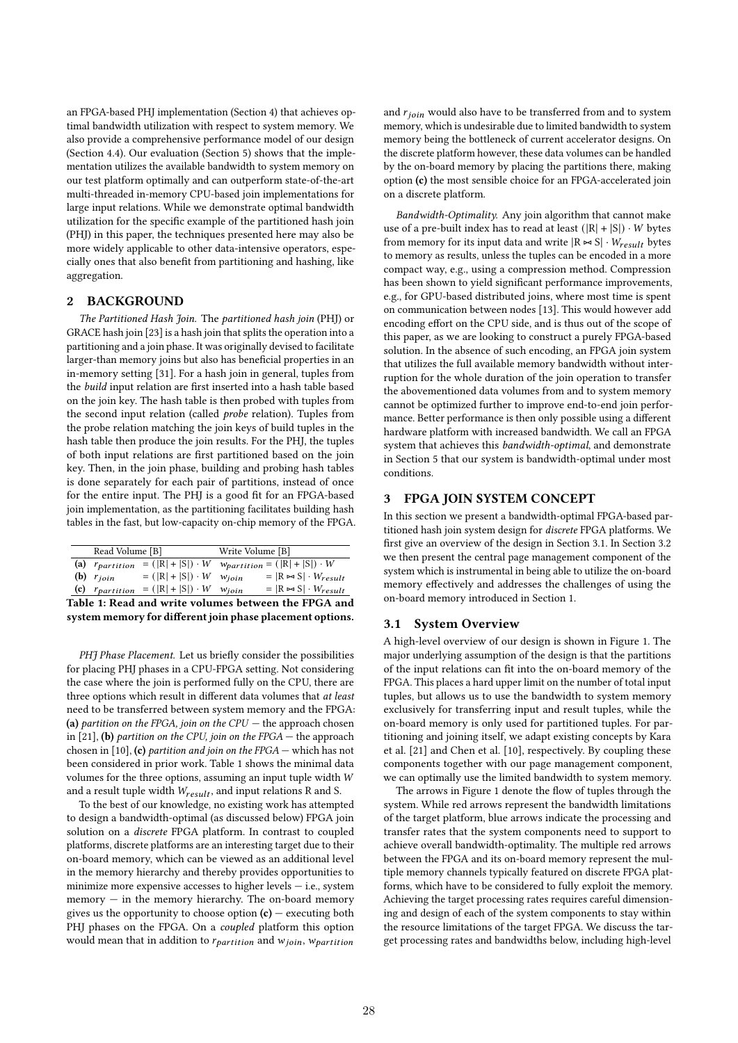an FPGA-based PHJ implementation (Section 4) that achieves optimal bandwidth utilization with respect to system memory. We also provide a comprehensive performance model of our design (Section 4.4). Our evaluation (Section 5) shows that the implementation utilizes the available bandwidth to system memory on our test platform optimally and can outperform state-of-the-art multi-threaded in-memory CPU-based join implementations for large input relations. While we demonstrate optimal bandwidth utilization for the specific example of the partitioned hash join (PHJ) in this paper, the techniques presented here may also be more widely applicable to other data-intensive operators, especially ones that also benefit from partitioning and hashing, like aggregation.

## 2 BACKGROUND

*The Partitioned Hash Join.* The *partitioned hash join* (PHJ) or GRACE hash join [23] is a hash join that splits the operation into a partitioning and a join phase. It was originally devised to facilitate larger-than memory joins but also has beneficial properties in an in-memory setting [31]. For a hash join in general, tuples from the *build* input relation are first inserted into a hash table based on the join key. The hash table is then probed with tuples from the second input relation (called *probe* relation). Tuples from the probe relation matching the join keys of build tuples in the hash table then produce the join results. For the PHJ, the tuples of both input relations are first partitioned based on the join key. Then, in the join phase, building and probing hash tables is done separately for each pair of partitions, instead of once for the entire input. The PHJ is a good fit for an FPGA-based join implementation, as the partitioning facilitates building hash tables in the fast, but low-capacity on-chip memory of the FPGA.

| | Read Volume [B] | | Write Volume [B] | |
|---|---|---|---|---|
| **(a)** | $r_{partition}$ | $= (\lvert R\rvert + \lvert S\rvert) \cdot W$ | $w_{partition}$ | $= (\lvert R\rvert + \lvert S\rvert) \cdot W$ |
| **(b)** | $r_{join}$ | $= (\lvert R\rvert + \lvert S\rvert) \cdot W$ | $w_{join}$ | $= \lvert R \bowtie S\rvert \cdot W_{result}$ |
| **(c)** | $r_{partition}$ | $= (\lvert R\rvert + \lvert S\rvert) \cdot W$ | $w_{join}$ | $= \lvert R \bowtie S\rvert \cdot W_{result}$ |

**Table 1: Read and write volumes between the FPGA and system memory for different join phase placement options.**

*PHJ Phase Placement.* Let us briefly consider the possibilities for placing PHJ phases in a CPU-FPGA setting. Not considering the case where the join is performed fully on the CPU, there are three options which result in different data volumes that *at least* need to be transferred between system memory and the FPGA: **(a)** *partition on the FPGA, join on the CPU* — the approach chosen in [21], **(b)** *partition on the CPU, join on the FPGA* — the approach chosen in [10], **(c)** *partition and join on the FPGA* — which has not been considered in prior work. Table 1 shows the minimal data volumes for the three options, assuming an input tuple width $W$ and a result tuple width $W_{result}$, and input relations R and S.

To the best of our knowledge, no existing work has attempted to design a bandwidth-optimal (as discussed below) FPGA join solution on a *discrete* FPGA platform. In contrast to coupled platforms, discrete platforms are an interesting target due to their on-board memory, which can be viewed as an additional level in the memory hierarchy and thereby provides opportunities to minimize more expensive accesses to higher levels — i.e., system memory — in the memory hierarchy. The on-board memory gives us the opportunity to choose option **(c)** — executing both PHJ phases on the FPGA. On a *coupled* platform this option would mean that in addition to $r_{partition}$ and $w_{join}$, $w_{partition}$ and $r_{join}$ would also have to be transferred from and to system memory, which is undesirable due to limited bandwidth to system memory being the bottleneck of current accelerator designs. On the discrete platform however, these data volumes can be handled by the on-board memory by placing the partitions there, making option **(c)** the most sensible choice for an FPGA-accelerated join on a discrete platform.

*Bandwidth-Optimality.* Any join algorithm that cannot make use of a pre-built index has to read at least $(|R| + |S|) \cdot W$ bytes from memory for its input data and write $|R \bowtie S| \cdot W_{result}$ bytes to memory as results, unless the tuples can be encoded in a more compact way, e.g., using a compression method. Compression has been shown to yield significant performance improvements, e.g., for GPU-based distributed joins, where most time is spent on communication between nodes [13]. This would however add encoding effort on the CPU side, and is thus out of the scope of this paper, as we are looking to construct a purely FPGA-based solution. In the absence of such encoding, an FPGA join system that utilizes the full available memory bandwidth without interruption for the whole duration of the join operation to transfer the abovementioned data volumes from and to system memory cannot be optimized further to improve end-to-end join performance. Better performance is then only possible using a different hardware platform with increased bandwidth. We call an FPGA system that achieves this *bandwidth-optimal*, and demonstrate in Section 5 that our system is bandwidth-optimal under most conditions.

## 3 FPGA JOIN SYSTEM CONCEPT

In this section we present a bandwidth-optimal FPGA-based partitioned hash join system design for *discrete* FPGA platforms. We first give an overview of the design in Section 3.1. In Section 3.2 we then present the central page management component of the system which is instrumental in being able to utilize the on-board memory effectively and addresses the challenges of using the on-board memory introduced in Section 1.

### 3.1 System Overview

A high-level overview of our design is shown in Figure 1. The major underlying assumption of the design is that the partitions of the input relations can fit into the on-board memory of the FPGA. This places a hard upper limit on the number of total input tuples, but allows us to use the bandwidth to system memory exclusively for transferring input and result tuples, while the on-board memory is only used for partitioned tuples. For partitioning and joining itself, we adapt existing concepts by Kara et al. [21] and Chen et al. [10], respectively. By coupling these components together with our page management component, we can optimally use the limited bandwidth to system memory.

The arrows in Figure 1 denote the flow of tuples through the system. While red arrows represent the bandwidth limitations of the target platform, blue arrows indicate the processing and transfer rates that the system components need to support to achieve overall bandwidth-optimality. The multiple red arrows between the FPGA and its on-board memory represent the multiple memory channels typically featured on discrete FPGA platforms, which have to be considered to fully exploit the memory. Achieving the target processing rates requires careful dimensioning and design of each of the system components to stay within the resource limitations of the target FPGA. We discuss the target processing rates and bandwidths below, including high-level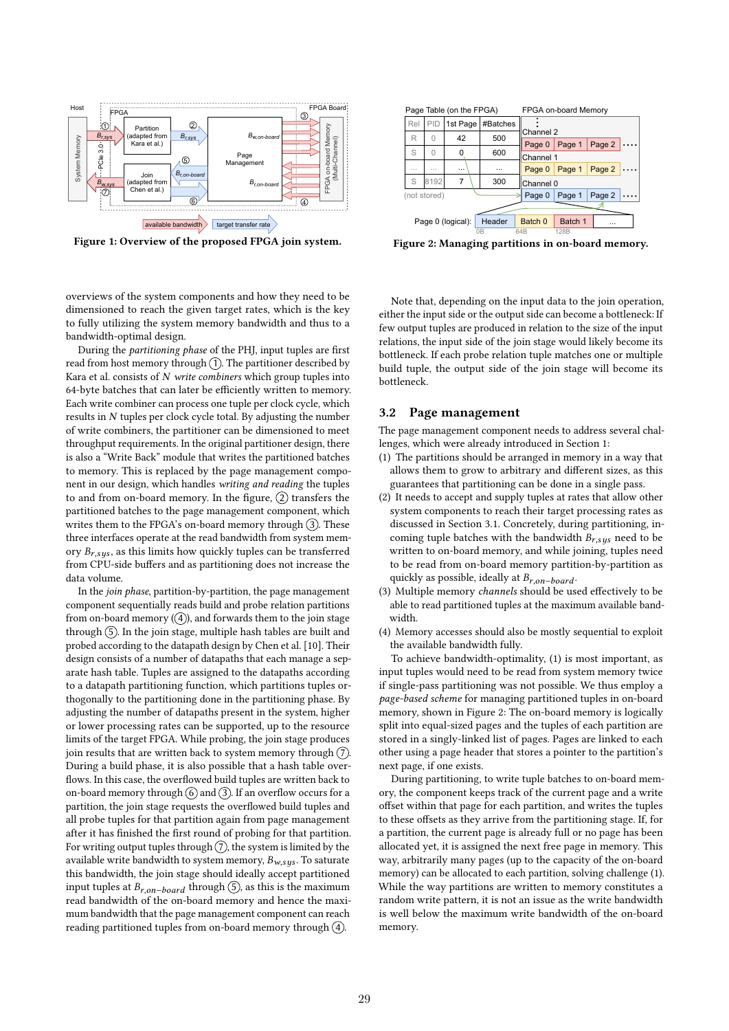Figure 1: Overview of the proposed FPGA join system.

Figure 2: Managing partitions in on-board memory.

overviews of the system components and how they need to be dimensioned to reach the given target rates, which is the key to fully utilizing the system memory bandwidth and thus to a bandwidth-optimal design.

During the *partitioning phase* of the PHJ, input tuples are first read from host memory through (1). The partitioner described by Kara et al. consists of $N$ *write combiners* which group tuples into 64-byte batches that can later be efficiently written to memory. Each write combiner can process one tuple per clock cycle, which results in $N$ tuples per clock cycle total. By adjusting the number of write combiners, the partitioner can be dimensioned to meet throughput requirements. In the original partitioner design, there is also a "Write Back" module that writes the partitioned batches to memory. This is replaced by the page management component in our design, which handles *writing and reading* the tuples to and from on-board memory. In the figure, (2) transfers the partitioned batches to the page management component, which writes them to the FPGA's on-board memory through (3). These three interfaces operate at the read bandwidth from system memory $B_{r,sys}$, as this limits how quickly tuples can be transferred from CPU-side buffers and as partitioning does not increase the data volume.

In the *join phase*, partition-by-partition, the page management component sequentially reads build and probe relation partitions from on-board memory ((4)), and forwards them to the join stage through (5). In the join stage, multiple hash tables are built and probed according to the datapath design by Chen et al. [10]. Their design consists of a number of datapaths that each manage a separate hash table. Tuples are assigned to the datapaths according to a datapath partitioning function, which partitions tuples orthogonally to the partitioning done in the partitioning phase. By adjusting the number of datapaths present in the system, higher or lower processing rates can be supported, up to the resource limits of the target FPGA. While probing, the join stage produces join results that are written back to system memory through (7). During a build phase, it is also possible that a hash table overflows. In this case, the overflowed build tuples are written back to on-board memory through (6) and (3). If an overflow occurs for a partition, the join stage requests the overflowed build tuples and all probe tuples for that partition again from page management after it has finished the first round of probing for that partition. For writing output tuples through (7), the system is limited by the available write bandwidth to system memory, $B_{w,sys}$. To saturate this bandwidth, the join stage should ideally accept partitioned input tuples at $B_{r,on\text{-}board}$ through (5), as this is the maximum read bandwidth of the on-board memory and hence the maximum bandwidth that the page management component can reach reading partitioned tuples from on-board memory through (4).

Note that, depending on the input data to the join operation, either the input side or the output side can become a bottleneck: If few output tuples are produced in relation to the size of the input relations, the input side of the join stage would likely become its bottleneck. If each probe relation tuple matches one or multiple build tuple, the output side of the join stage will become its bottleneck.

## 3.2 Page management

The page management component needs to address several challenges, which were already introduced in Section 1:

(1) The partitions should be arranged in memory in a way that allows them to grow to arbitrary and different sizes, as this guarantees that partitioning can be done in a single pass.
(2) It needs to accept and supply tuples at rates that allow other system components to reach their target processing rates as discussed in Section 3.1. Concretely, during partitioning, incoming tuple batches with the bandwidth $B_{r,sys}$ need to be written to on-board memory, and while joining, tuples need to be read from on-board memory partition-by-partition as quickly as possible, ideally at $B_{r,on\text{-}board}$.
(3) Multiple memory *channels* should be used effectively to be able to read partitioned tuples at the maximum available bandwidth.
(4) Memory accesses should also be mostly sequential to exploit the available bandwidth fully.

To achieve bandwidth-optimality, (1) is most important, as input tuples would need to be read from system memory twice if single-pass partitioning was not possible. We thus employ a *page-based scheme* for managing partitioned tuples in on-board memory, shown in Figure 2: The on-board memory is logically split into equal-sized pages and the tuples of each partition are stored in a singly-linked list of pages. Pages are linked to each other using a page header that stores a pointer to the partition's next page, if one exists.

During partitioning, to write tuple batches to on-board memory, the component keeps track of the current page and a write offset within that page for each partition, and writes the tuples to these offsets as they arrive from the partitioning stage. If, for a partition, the current page is already full or no page has been allocated yet, it is assigned the next free page in memory. This way, arbitrarily many pages (up to the capacity of the on-board memory) can be allocated to each partition, solving challenge (1). While the way partitions are written to memory constitutes a random write pattern, it is not an issue as the write bandwidth is well below the maximum write bandwidth of the on-board memory.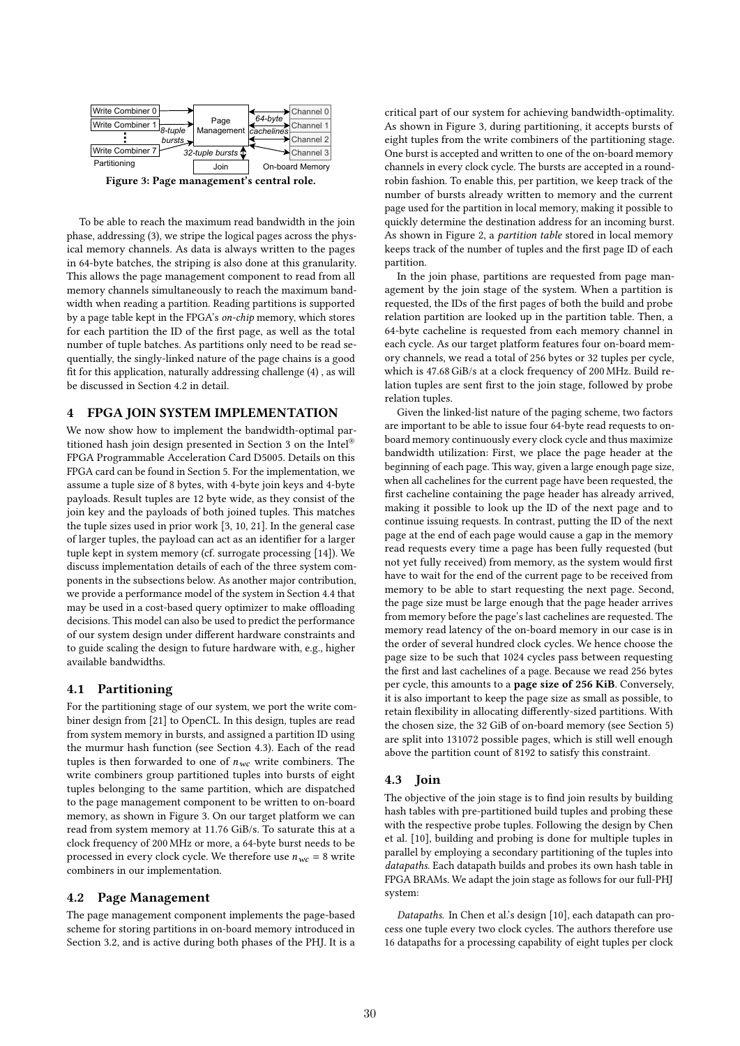Figure 3: Page management's central role.

To be able to reach the maximum read bandwidth in the join phase, addressing (3), we stripe the logical pages across the physical memory channels. As data is always written to the pages in 64-byte batches, the striping is also done at this granularity. This allows the page management component to read from all memory channels simultaneously to reach the maximum bandwidth when reading a partition. Reading partitions is supported by a page table kept in the FPGA's *on-chip* memory, which stores for each partition the ID of the first page, as well as the total number of tuple batches. As partitions only need to be read sequentially, the singly-linked nature of the page chains is a good fit for this application, naturally addressing challenge (4) , as will be discussed in Section 4.2 in detail.

## 4 FPGA JOIN SYSTEM IMPLEMENTATION

We now show how to implement the bandwidth-optimal partitioned hash join design presented in Section 3 on the Intel® FPGA Programmable Acceleration Card D5005. Details on this FPGA card can be found in Section 5. For the implementation, we assume a tuple size of 8 bytes, with 4-byte join keys and 4-byte payloads. Result tuples are 12 byte wide, as they consist of the join key and the payloads of both joined tuples. This matches the tuple sizes used in prior work [3, 10, 21]. In the general case of larger tuples, the payload can act as an identifier for a larger tuple kept in system memory (cf. surrogate processing [14]). We discuss implementation details of each of the three system components in the subsections below. As another major contribution, we provide a performance model of the system in Section 4.4 that may be used in a cost-based query optimizer to make offloading decisions. This model can also be used to predict the performance of our system design under different hardware constraints and to guide scaling the design to future hardware with, e.g., higher available bandwidths.

### 4.1 Partitioning

For the partitioning stage of our system, we port the write combiner design from [21] to OpenCL. In this design, tuples are read from system memory in bursts, and assigned a partition ID using the murmur hash function (see Section 4.3). Each of the read tuples is then forwarded to one of $n_{wc}$ write combiners. The write combiners group partitioned tuples into bursts of eight tuples belonging to the same partition, which are dispatched to the page management component to be written to on-board memory, as shown in Figure 3. On our target platform we can read from system memory at 11.76 GiB/s. To saturate this at a clock frequency of 200 MHz or more, a 64-byte burst needs to be processed in every clock cycle. We therefore use $n_{wc} = 8$ write combiners in our implementation.

### 4.2 Page Management

The page management component implements the page-based scheme for storing partitions in on-board memory introduced in Section 3.2, and is active during both phases of the PHJ. It is a critical part of our system for achieving bandwidth-optimality. As shown in Figure 3, during partitioning, it accepts bursts of eight tuples from the write combiners of the partitioning stage. One burst is accepted and written to one of the on-board memory channels in every clock cycle. The bursts are accepted in a round-robin fashion. To enable this, per partition, we keep track of the number of bursts already written to memory and the current page used for the partition in local memory, making it possible to quickly determine the destination address for an incoming burst. As shown in Figure 2, a *partition table* stored in local memory keeps track of the number of tuples and the first page ID of each partition.

In the join phase, partitions are requested from page management by the join stage of the system. When a partition is requested, the IDs of the first pages of both the build and probe relation partition are looked up in the partition table. Then, a 64-byte cacheline is requested from each memory channel in each cycle. As our target platform features four on-board memory channels, we read a total of 256 bytes or 32 tuples per cycle, which is 47.68 GiB/s at a clock frequency of 200 MHz. Build relation tuples are sent first to the join stage, followed by probe relation tuples.

Given the linked-list nature of the paging scheme, two factors are important to be able to issue four 64-byte read requests to on-board memory continuously every clock cycle and thus maximize bandwidth utilization: First, we place the page header at the beginning of each page. This way, given a large enough page size, when all cachelines for the current page have been requested, the first cacheline containing the page header has already arrived, making it possible to look up the ID of the next page and to continue issuing requests. In contrast, putting the ID of the next page at the end of each page would cause a gap in the memory read requests every time a page has been fully requested (but not yet fully received) from memory, as the system would first have to wait for the end of the current page to be received from memory to be able to start requesting the next page. Second, the page size must be large enough that the page header arrives from memory before the page's last cachelines are requested. The memory read latency of the on-board memory in our case is in the order of several hundred clock cycles. We hence choose the page size to be such that 1024 cycles pass between requesting the first and last cachelines of a page. Because we read 256 bytes per cycle, this amounts to a **page size of 256 KiB**. Conversely, it is also important to keep the page size as small as possible, to retain flexibility in allocating differently-sized partitions. With the chosen size, the 32 GiB of on-board memory (see Section 5) are split into 131072 possible pages, which is still well enough above the partition count of 8192 to satisfy this constraint.

### 4.3 Join

The objective of the join stage is to find join results by building hash tables with pre-partitioned build tuples and probing these with the respective probe tuples. Following the design by Chen et al. [10], building and probing is done for multiple tuples in parallel by employing a secondary partitioning of the tuples into *datapaths*. Each datapath builds and probes its own hash table in FPGA BRAMs. We adapt the join stage as follows for our full-PHJ system:

*Datapaths.* In Chen et al.'s design [10], each datapath can process one tuple every two clock cycles. The authors therefore use 16 datapaths for a processing capability of eight tuples per clock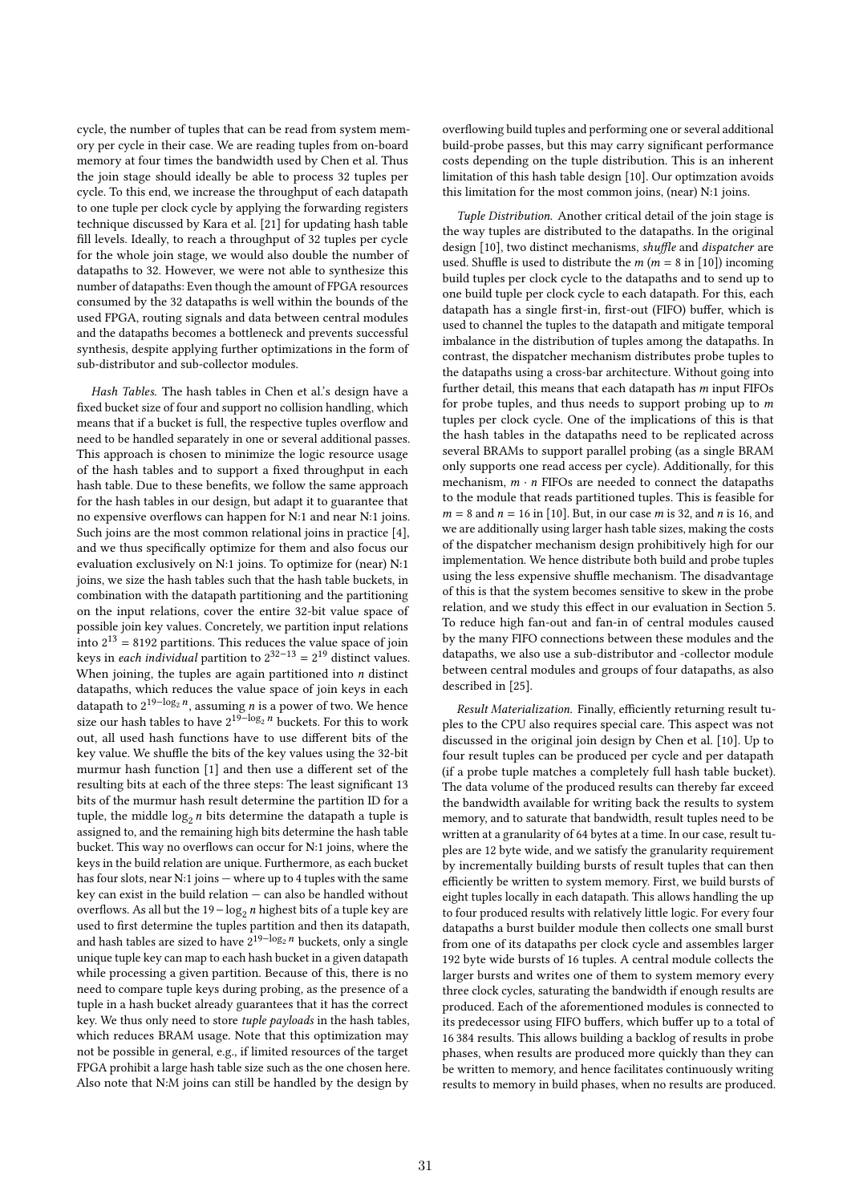cycle, the number of tuples that can be read from system memory per cycle in their case. We are reading tuples from on-board memory at four times the bandwidth used by Chen et al. Thus the join stage should ideally be able to process 32 tuples per cycle. To this end, we increase the throughput of each datapath to one tuple per clock cycle by applying the forwarding registers technique discussed by Kara et al. [21] for updating hash table fill levels. Ideally, to reach a throughput of 32 tuples per cycle for the whole join stage, we would also double the number of datapaths to 32. However, we were not able to synthesize this number of datapaths: Even though the amount of FPGA resources consumed by the 32 datapaths is well within the bounds of the used FPGA, routing signals and data between central modules and the datapaths becomes a bottleneck and prevents successful synthesis, despite applying further optimizations in the form of sub-distributor and sub-collector modules.

*Hash Tables.* The hash tables in Chen et al.'s design have a fixed bucket size of four and support no collision handling, which means that if a bucket is full, the respective tuples overflow and need to be handled separately in one or several additional passes. This approach is chosen to minimize the logic resource usage of the hash tables and to support a fixed throughput in each hash table. Due to these benefits, we follow the same approach for the hash tables in our design, but adapt it to guarantee that no expensive overflows can happen for N:1 and near N:1 joins. Such joins are the most common relational joins in practice [4], and we thus specifically optimize for them and also focus our evaluation exclusively on N:1 joins. To optimize for (near) N:1 joins, we size the hash tables such that the hash table buckets, in combination with the datapath partitioning and the partitioning on the input relations, cover the entire 32-bit value space of possible join key values. Concretely, we partition input relations into $2^{13} = 8192$ partitions. This reduces the value space of join keys in *each individual* partition to $2^{32-13} = 2^{19}$ distinct values. When joining, the tuples are again partitioned into $n$ distinct datapaths, which reduces the value space of join keys in each datapath to $2^{19-\log_2 n}$, assuming $n$ is a power of two. We hence size our hash tables to have $2^{19-\log_2 n}$ buckets. For this to work out, all used hash functions have to use different bits of the key value. We shuffle the bits of the key values using the 32-bit murmur hash function [1] and then use a different set of the resulting bits at each of the three steps: The least significant 13 bits of the murmur hash result determine the partition ID for a tuple, the middle $\log_2 n$ bits determine the datapath a tuple is assigned to, and the remaining high bits determine the hash table bucket. This way no overflows can occur for N:1 joins, where the keys in the build relation are unique. Furthermore, as each bucket has four slots, near N:1 joins — where up to 4 tuples with the same key can exist in the build relation — can also be handled without overflows. As all but the $19 - \log_2 n$ highest bits of a tuple key are used to first determine the tuples partition and then its datapath, and hash tables are sized to have $2^{19-\log_2 n}$ buckets, only a single unique tuple key can map to each hash bucket in a given datapath while processing a given partition. Because of this, there is no need to compare tuple keys during probing, as the presence of a tuple in a hash bucket already guarantees that it has the correct key. We thus only need to store *tuple payloads* in the hash tables, which reduces BRAM usage. Note that this optimization may not be possible in general, e.g., if limited resources of the target FPGA prohibit a large hash table size such as the one chosen here. Also note that N:M joins can still be handled by the design by overflowing build tuples and performing one or several additional build-probe passes, but this may carry significant performance costs depending on the tuple distribution. This is an inherent limitation of this hash table design [10]. Our optimzation avoids this limitation for the most common joins, (near) N:1 joins.

*Tuple Distribution.* Another critical detail of the join stage is the way tuples are distributed to the datapaths. In the original design [10], two distinct mechanisms, *shuffle* and *dispatcher* are used. Shuffle is used to distribute the $m$ ($m = 8$ in [10]) incoming build tuples per clock cycle to the datapaths and to send up to one build tuple per clock cycle to each datapath. For this, each datapath has a single first-in, first-out (FIFO) buffer, which is used to channel the tuples to the datapath and mitigate temporal imbalance in the distribution of tuples among the datapaths. In contrast, the dispatcher mechanism distributes probe tuples to the datapaths using a cross-bar architecture. Without going into further detail, this means that each datapath has $m$ input FIFOs for probe tuples, and thus needs to support probing up to $m$ tuples per clock cycle. One of the implications of this is that the hash tables in the datapaths need to be replicated across several BRAMs to support parallel probing (as a single BRAM only supports one read access per cycle). Additionally, for this mechanism, $m \cdot n$ FIFOs are needed to connect the datapaths to the module that reads partitioned tuples. This is feasible for $m = 8$ and $n = 16$ in [10]. But, in our case $m$ is 32, and $n$ is 16, and we are additionally using larger hash table sizes, making the costs of the dispatcher mechanism design prohibitively high for our implementation. We hence distribute both build and probe tuples using the less expensive shuffle mechanism. The disadvantage of this is that the system becomes sensitive to skew in the probe relation, and we study this effect in our evaluation in Section 5. To reduce high fan-out and fan-in of central modules caused by the many FIFO connections between these modules and the datapaths, we also use a sub-distributor and -collector module between central modules and groups of four datapaths, as also described in [25].

*Result Materialization.* Finally, efficiently returning result tuples to the CPU also requires special care. This aspect was not discussed in the original join design by Chen et al. [10]. Up to four result tuples can be produced per cycle and per datapath (if a probe tuple matches a completely full hash table bucket). The data volume of the produced results can thereby far exceed the bandwidth available for writing back the results to system memory, and to saturate that bandwidth, result tuples need to be written at a granularity of 64 bytes at a time. In our case, result tuples are 12 byte wide, and we satisfy the granularity requirement by incrementally building bursts of result tuples that can then efficiently be written to system memory. First, we build bursts of eight tuples locally in each datapath. This allows handling the up to four produced results with relatively little logic. For every four datapaths a burst builder module then collects one small burst from one of its datapaths per clock cycle and assembles larger 192 byte wide bursts of 16 tuples. A central module collects the larger bursts and writes one of them to system memory every three clock cycles, saturating the bandwidth if enough results are produced. Each of the aforementioned modules is connected to its predecessor using FIFO buffers, which buffer up to a total of 16 384 results. This allows building a backlog of results in probe phases, when results are produced more quickly than they can be written to memory, and hence facilitates continuously writing results to memory in build phases, when no results are produced.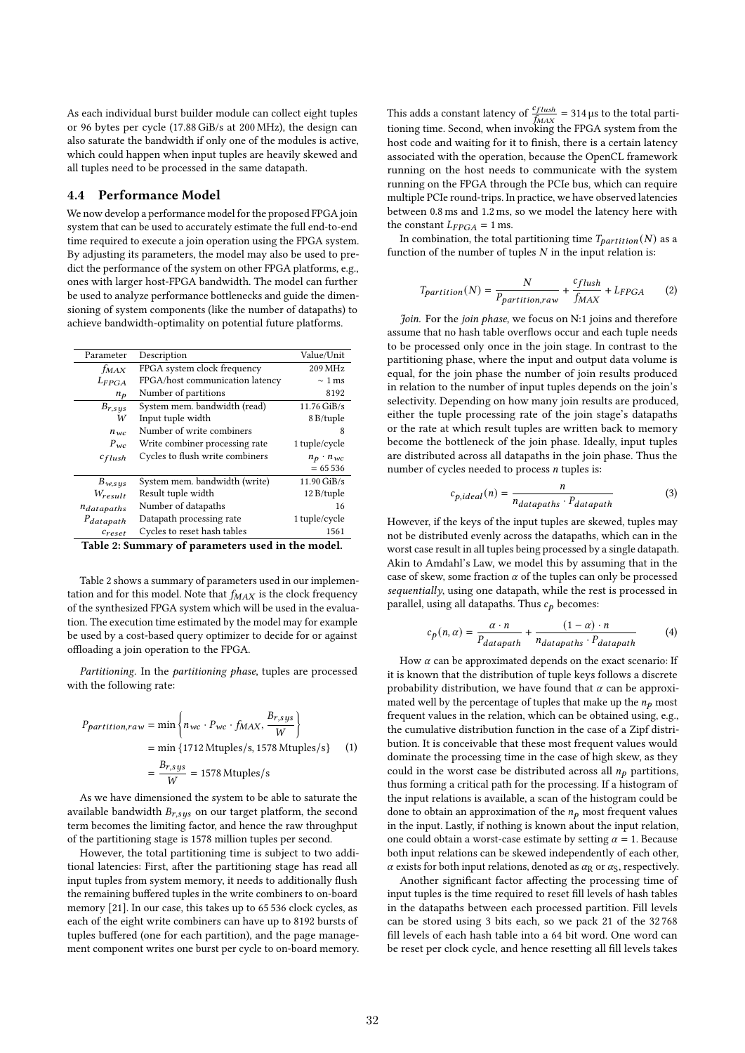As each individual burst builder module can collect eight tuples or 96 bytes per cycle (17.88 GiB/s at 200 MHz), the design can also saturate the bandwidth if only one of the modules is active, which could happen when input tuples are heavily skewed and all tuples need to be processed in the same datapath.

### 4.4 Performance Model

We now develop a performance model for the proposed FPGA join system that can be used to accurately estimate the full end-to-end time required to execute a join operation using the FPGA system. By adjusting its parameters, the model may also be used to predict the performance of the system on other FPGA platforms, e.g., ones with larger host-FPGA bandwidth. The model can further be used to analyze performance bottlenecks and guide the dimensioning of system components (like the number of datapaths) to achieve bandwidth-optimality on potential future platforms.

| Parameter | Description | Value/Unit |
|---|---|---|
| $f_{MAX}$ | FPGA system clock frequency | 209 MHz |
| $L_{FPGA}$ | FPGA/host communication latency | $\sim$ 1 ms |
| $n_p$ | Number of partitions | 8192 |
| $B_{r,sys}$ | System mem. bandwidth (read) | 11.76 GiB/s |
| $W$ | Input tuple width | 8 B/tuple |
| $n_{wc}$ | Number of write combiners | 8 |
| $P_{wc}$ | Write combiner processing rate | 1 tuple/cycle |
| $c_{flush}$ | Cycles to flush write combiners | $n_p \cdot n_{wc}$ $= 65\,536$ |
| $B_{w,sys}$ | System mem. bandwidth (write) | 11.90 GiB/s |
| $W_{result}$ | Result tuple width | 12 B/tuple |
| $n_{datapaths}$ | Number of datapaths | 16 |
| $P_{datapath}$ | Datapath processing rate | 1 tuple/cycle |
| $c_{reset}$ | Cycles to reset hash tables | 1561 |

**Table 2: Summary of parameters used in the model.**

Table 2 shows a summary of parameters used in our implementation and for this model. Note that $f_{MAX}$ is the clock frequency of the synthesized FPGA system which will be used in the evaluation. The execution time estimated by the model may for example be used by a cost-based query optimizer to decide for or against offloading a join operation to the FPGA.

*Partitioning.* In the *partitioning phase*, tuples are processed with the following rate:

$$\begin{aligned} P_{partition,raw} &= \min\left\{ n_{wc} \cdot P_{wc} \cdot f_{MAX},\ \frac{B_{r,sys}}{W} \right\} \\ &= \min\{1712\,\text{Mtuples/s},\ 1578\,\text{Mtuples/s}\} \\ &= \frac{B_{r,sys}}{W} = 1578\,\text{Mtuples/s} \end{aligned} \tag{1}$$

As we have dimensioned the system to be able to saturate the available bandwidth $B_{r,sys}$ on our target platform, the second term becomes the limiting factor, and hence the raw throughput of the partitioning stage is 1578 million tuples per second.

However, the total partitioning time is subject to two additional latencies: First, after the partitioning stage has read all input tuples from system memory, it needs to additionally flush the remaining buffered tuples in the write combiners to on-board memory [21]. In our case, this takes up to 65 536 clock cycles, as each of the eight write combiners can have up to 8192 bursts of tuples buffered (one for each partition), and the page management component writes one burst per cycle to on-board memory. This adds a constant latency of $\frac{c_{flush}}{f_{MAX}} = 314\,\mu s$ to the total partitioning time. Second, when invoking the FPGA system from the host code and waiting for it to finish, there is a certain latency associated with the operation, because the OpenCL framework running on the host needs to communicate with the system running on the FPGA through the PCIe bus, which can require multiple PCIe round-trips. In practice, we have observed latencies between 0.8 ms and 1.2 ms, so we model the latency here with the constant $L_{FPGA} = 1$ ms.

In combination, the total partitioning time $T_{partition}(N)$ as a function of the number of tuples $N$ in the input relation is:

$$T_{partition}(N) = \frac{N}{P_{partition,raw}} + \frac{c_{flush}}{f_{MAX}} + L_{FPGA} \tag{2}$$

*Join.* For the *join phase*, we focus on N:1 joins and therefore assume that no hash table overflows occur and each tuple needs to be processed only once in the join stage. In contrast to the partitioning phase, where the input and output data volume is equal, for the join phase the number of join results produced in relation to the number of input tuples depends on the join's selectivity. Depending on how many join results are produced, either the tuple processing rate of the join stage's datapaths or the rate at which result tuples are written back to memory become the bottleneck of the join phase. Ideally, input tuples are distributed across all datapaths in the join phase. Thus the number of cycles needed to process $n$ tuples is:

$$c_{p,ideal}(n) = \frac{n}{n_{datapaths} \cdot P_{datapath}} \tag{3}$$

However, if the keys of the input tuples are skewed, tuples may not be distributed evenly across the datapaths, which can in the worst case result in all tuples being processed by a single datapath. Akin to Amdahl's Law, we model this by assuming that in the case of skew, some fraction $\alpha$ of the tuples can only be processed *sequentially*, using one datapath, while the rest is processed in parallel, using all datapaths. Thus $c_p$ becomes:

$$c_p(n,\alpha) = \frac{\alpha \cdot n}{P_{datapath}} + \frac{(1-\alpha) \cdot n}{n_{datapaths} \cdot P_{datapath}} \tag{4}$$

How $\alpha$ can be approximated depends on the exact scenario: If it is known that the distribution of tuple keys follows a discrete probability distribution, we have found that $\alpha$ can be approximated well by the percentage of tuples that make up the $n_p$ most frequent values in the relation, which can be obtained using, e.g., the cumulative distribution function in the case of a Zipf distribution. It is conceivable that these most frequent values would dominate the processing time in the case of high skew, as they could in the worst case be distributed across all $n_p$ partitions, thus forming a critical path for the processing. If a histogram of the input relations is available, a scan of the histogram could be done to obtain an approximation of the $n_p$ most frequent values in the input. Lastly, if nothing is known about the input relation, one could obtain a worst-case estimate by setting $\alpha = 1$. Because both input relations can be skewed independently of each other, $\alpha$ exists for both input relations, denoted as $\alpha_R$ or $\alpha_S$, respectively.

Another significant factor affecting the processing time of input tuples is the time required to reset fill levels of hash tables in the datapaths between each processed partition. Fill levels can be stored using 3 bits each, so we pack 21 of the 32 768 fill levels of each hash table into a 64 bit word. One word can be reset per clock cycle, and hence resetting all fill levels takes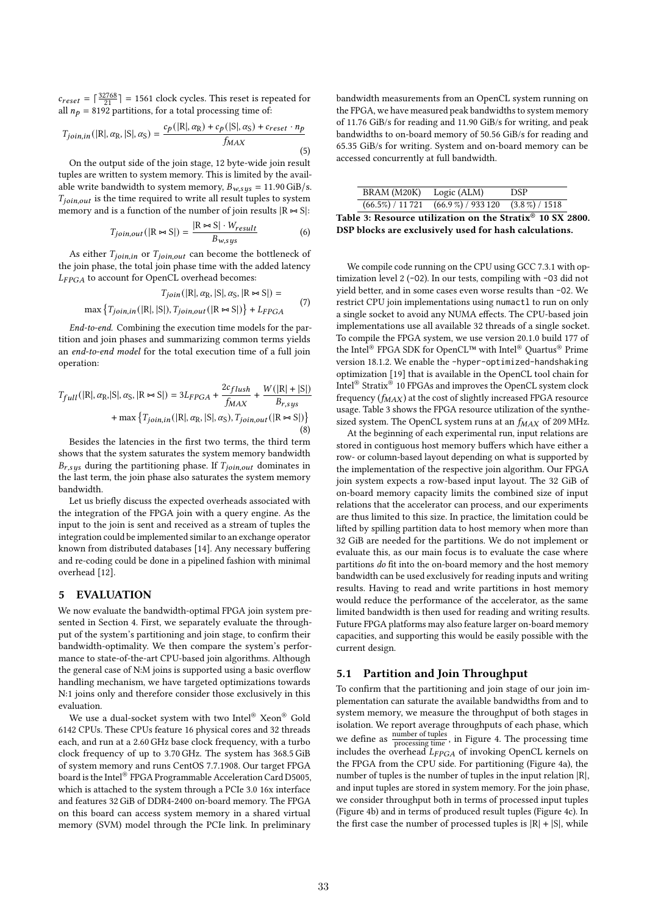$c_{reset} = \lceil \frac{32768}{21} \rceil = 1561$ clock cycles. This reset is repeated for all $n_p = 8192$ partitions, for a total processing time of:

$$T_{join,in}(|\mathrm{R}|, \alpha_\mathrm{R}, |\mathrm{S}|, \alpha_\mathrm{S}) = \frac{c_p(|\mathrm{R}|, \alpha_\mathrm{R}) + c_p(|\mathrm{S}|, \alpha_\mathrm{S}) + c_{reset} \cdot n_p}{f_{MAX}} \tag{5}$$

On the output side of the join stage, 12 byte-wide join result tuples are written to system memory. This is limited by the available write bandwidth to system memory, $B_{w,sys} = 11.90$ GiB/s. $T_{join,out}$ is the time required to write all result tuples to system memory and is a function of the number of join results $|\mathrm{R} \bowtie \mathrm{S}|$:

$$T_{join,out}(|\mathrm{R} \bowtie \mathrm{S}|) = \frac{|\mathrm{R} \bowtie \mathrm{S}| \cdot W_{result}}{B_{w,sys}} \tag{6}$$

As either $T_{join,in}$ or $T_{join,out}$ can become the bottleneck of the join phase, the total join phase time with the added latency $L_{FPGA}$ to account for OpenCL overhead becomes:

$$\begin{aligned} T_{join}(|\mathrm{R}|, \alpha_\mathrm{R}, |\mathrm{S}|, \alpha_\mathrm{S}, |\mathrm{R} \bowtie \mathrm{S}|) &= \\ \max\left\{T_{join,in}(|\mathrm{R}|, |\mathrm{S}|), T_{join,out}(|\mathrm{R} \bowtie \mathrm{S}|)\right\} &+ L_{FPGA} \end{aligned} \tag{7}$$

*End-to-end.* Combining the execution time models for the partition and join phases and summarizing common terms yields an *end-to-end model* for the total execution time of a full join operation:

$$\begin{aligned} T_{full}(|\mathrm{R}|, \alpha_\mathrm{R}, |\mathrm{S}|, \alpha_\mathrm{S}, |\mathrm{R} \bowtie \mathrm{S}|) &= 3L_{FPGA} + \frac{2c_{flush}}{f_{MAX}} + \frac{W(|\mathrm{R}| + |\mathrm{S}|)}{B_{r,sys}} \\ &+ \max\left\{T_{join,in}(|\mathrm{R}|, \alpha_\mathrm{R}, |\mathrm{S}|, \alpha_\mathrm{S}), T_{join,out}(|\mathrm{R} \bowtie \mathrm{S}|)\right\} \end{aligned} \tag{8}$$

Besides the latencies in the first two terms, the third term shows that the system saturates the system memory bandwidth $B_{r,sys}$ during the partitioning phase. If $T_{join,out}$ dominates in the last term, the join phase also saturates the system memory bandwidth.

Let us briefly discuss the expected overheads associated with the integration of the FPGA join with a query engine. As the input to the join is sent and received as a stream of tuples the integration could be implemented similar to an exchange operator known from distributed databases [14]. Any necessary buffering and re-coding could be done in a pipelined fashion with minimal overhead [12].

## 5 EVALUATION

We now evaluate the bandwidth-optimal FPGA join system presented in Section 4. First, we separately evaluate the throughput of the system's partitioning and join stage, to confirm their bandwidth-optimality. We then compare the system's performance to state-of-the-art CPU-based join algorithms. Although the general case of N:M joins is supported using a basic overflow handling mechanism, we have targeted optimizations towards N:1 joins only and therefore consider those exclusively in this evaluation.

We use a dual-socket system with two Intel® Xeon® Gold 6142 CPUs. These CPUs feature 16 physical cores and 32 threads each, and run at a 2.60 GHz base clock frequency, with a turbo clock frequency of up to 3.70 GHz. The system has 368.5 GiB of system memory and runs CentOS 7.7.1908. Our target FPGA board is the Intel® FPGA Programmable Acceleration Card D5005, which is attached to the system through a PCIe 3.0 16x interface and features 32 GiB of DDR4-2400 on-board memory. The FPGA on this board can access system memory in a shared virtual memory (SVM) model through the PCIe link. In preliminary bandwidth measurements from an OpenCL system running on the FPGA, we have measured peak bandwidths to system memory of 11.76 GiB/s for reading and 11.90 GiB/s for writing, and peak bandwidths to on-board memory of 50.56 GiB/s for reading and 65.35 GiB/s for writing. System and on-board memory can be accessed concurrently at full bandwidth.

| BRAM (M20K) | Logic (ALM) | DSP |
|---|---|---|
| (66.5%) / 11 721 | (66.9 %) / 933 120 | (3.8 %) / 1518 |

**Table 3: Resource utilization on the Stratix® 10 SX 2800. DSP blocks are exclusively used for hash calculations.**

We compile code running on the CPU using GCC 7.3.1 with optimization level 2 (-O2). In our tests, compiling with -O3 did not yield better, and in some cases even worse results than -O2. We restrict CPU join implementations using numactl to run on only a single socket to avoid any NUMA effects. The CPU-based join implementations use all available 32 threads of a single socket. To compile the FPGA system, we use version 20.1.0 build 177 of the Intel® FPGA SDK for OpenCL™ with Intel® Quartus® Prime version 18.1.2. We enable the -hyper-optimized-handshaking optimization [19] that is available in the OpenCL tool chain for Intel® Stratix® 10 FPGAs and improves the OpenCL system clock frequency ($f_{MAX}$) at the cost of slightly increased FPGA resource usage. Table 3 shows the FPGA resource utilization of the synthesized system. The OpenCL system runs at an $f_{MAX}$ of 209 MHz.

At the beginning of each experimental run, input relations are stored in contiguous host memory buffers which have either a row- or column-based layout depending on what is supported by the implementation of the respective join algorithm. Our FPGA join system expects a row-based input layout. The 32 GiB of on-board memory capacity limits the combined size of input relations that the accelerator can process, and our experiments are thus limited to this size. In practice, the limitation could be lifted by spilling partition data to host memory when more than 32 GiB are needed for the partitions. We do not implement or evaluate this, as our main focus is to evaluate the case where partitions *do* fit into the on-board memory and the host memory bandwidth can be used exclusively for reading inputs and writing results. Having to read and write partitions in host memory would reduce the performance of the accelerator, as the same limited bandwidth is then used for reading and writing results. Future FPGA platforms may also feature larger on-board memory capacities, and supporting this would be easily possible with the current design.

### 5.1 Partition and Join Throughput

To confirm that the partitioning and join stage of our join implementation can saturate the available bandwidths from and to system memory, we measure the throughput of both stages in isolation. We report average throughputs of each phase, which we define as $\frac{\text{number of tuples}}{\text{processing time}}$, in Figure 4. The processing time includes the overhead $L_{FPGA}$ of invoking OpenCL kernels on the FPGA from the CPU side. For partitioning (Figure 4a), the number of tuples is the number of tuples in the input relation $|\mathrm{R}|$, and input tuples are stored in system memory. For the join phase, we consider throughput both in terms of processed input tuples (Figure 4b) and in terms of produced result tuples (Figure 4c). In the first case the number of processed tuples is $|\mathrm{R}| + |\mathrm{S}|$, while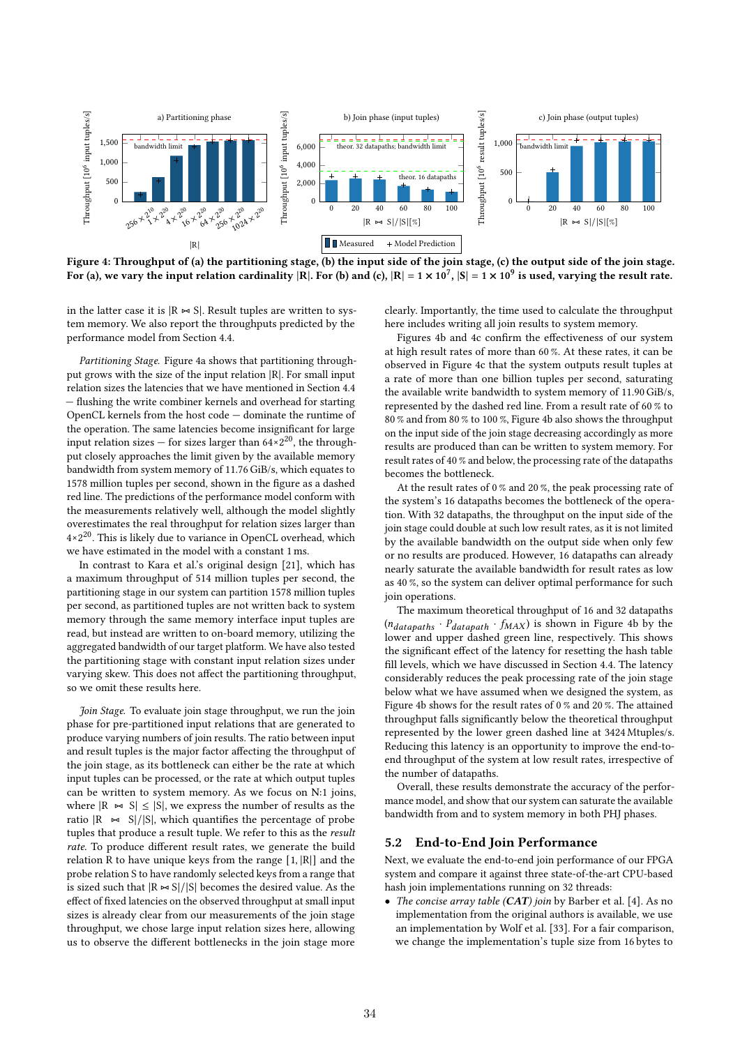Figure 4: Throughput of (a) the partitioning stage, (b) the input side of the join stage, (c) the output side of the join stage. For (a), we vary the input relation cardinality |R|. For (b) and (c), $|R| = 1 \times 10^7$, $|S| = 1 \times 10^9$ is used, varying the result rate.

in the latter case it is $|R \bowtie S|$. Result tuples are written to system memory. We also report the throughputs predicted by the performance model from Section 4.4.

*Partitioning Stage.* Figure 4a shows that partitioning throughput grows with the size of the input relation |R|. For small input relation sizes the latencies that we have mentioned in Section 4.4 — flushing the write combiner kernels and overhead for starting OpenCL kernels from the host code — dominate the runtime of the operation. The same latencies become insignificant for large input relation sizes — for sizes larger than $64 \times 2^{20}$, the throughput closely approaches the limit given by the available memory bandwidth from system memory of 11.76 GiB/s, which equates to 1578 million tuples per second, shown in the figure as a dashed red line. The predictions of the performance model conform with the measurements relatively well, although the model slightly overestimates the real throughput for relation sizes larger than $4 \times 2^{20}$. This is likely due to variance in OpenCL overhead, which we have estimated in the model with a constant 1 ms.

In contrast to Kara et al.'s original design [21], which has a maximum throughput of 514 million tuples per second, the partitioning stage in our system can partition 1578 million tuples per second, as partitioned tuples are not written back to system memory through the same memory interface input tuples are read, but instead are written to on-board memory, utilizing the aggregated bandwidth of our target platform. We have also tested the partitioning stage with constant input relation sizes under varying skew. This does not affect the partitioning throughput, so we omit these results here.

*Join Stage.* To evaluate join stage throughput, we run the join phase for pre-partitioned input relations that are generated to produce varying numbers of join results. The ratio between input and result tuples is the major factor affecting the throughput of the join stage, as its bottleneck can either be the rate at which input tuples can be processed, or the rate at which output tuples can be written to system memory. As we focus on N:1 joins, where $|R \bowtie S| \leq |S|$, we express the number of results as the ratio $|R \bowtie S|/|S|$, which quantifies the percentage of probe tuples that produce a result tuple. We refer to this as the *result rate*. To produce different result rates, we generate the build relation R to have unique keys from the range $[1, |R|]$ and the probe relation S to have randomly selected keys from a range that is sized such that $|R \bowtie S|/|S|$ becomes the desired value. As the effect of fixed latencies on the observed throughput at small input sizes is already clear from our measurements of the join stage throughput, we chose large input relation sizes here, allowing us to observe the different bottlenecks in the join stage more clearly. Importantly, the time used to calculate the throughput here includes writing all join results to system memory.

Figures 4b and 4c confirm the effectiveness of our system at high result rates of more than 60 %. At these rates, it can be observed in Figure 4c that the system outputs result tuples at a rate of more than one billion tuples per second, saturating the available write bandwidth to system memory of 11.90 GiB/s, represented by the dashed red line. From a result rate of 60 % to 80 % and from 80 % to 100 %, Figure 4b also shows the throughput on the input side of the join stage decreasing accordingly as more results are produced than can be written to system memory. For result rates of 40 % and below, the processing rate of the datapaths becomes the bottleneck.

At the result rates of 0 % and 20 %, the peak processing rate of the system's 16 datapaths becomes the bottleneck of the operation. With 32 datapaths, the throughput on the input side of the join stage could double at such low result rates, as it is not limited by the available bandwidth on the output side when only few or no results are produced. However, 16 datapaths can already nearly saturate the available bandwidth for result rates as low as 40 %, so the system can deliver optimal performance for such join operations.

The maximum theoretical throughput of 16 and 32 datapaths ($n_{datapaths} \cdot P_{datapath} \cdot f_{MAX}$) is shown in Figure 4b by the lower and upper dashed green line, respectively. This shows the significant effect of the latency for resetting the hash table fill levels, which we have discussed in Section 4.4. The latency considerably reduces the peak processing rate of the join stage below what we have assumed when we designed the system, as Figure 4b shows for the result rates of 0 % and 20 %. The attained throughput falls significantly below the theoretical throughput represented by the lower green dashed line at 3424 Mtuples/s. Reducing this latency is an opportunity to improve the end-to-end throughput of the system at low result rates, irrespective of the number of datapaths.

Overall, these results demonstrate the accuracy of the performance model, and show that our system can saturate the available bandwidth from and to system memory in both PHJ phases.

## 5.2 End-to-End Join Performance

Next, we evaluate the end-to-end join performance of our FPGA system and compare it against three state-of-the-art CPU-based hash join implementations running on 32 threads:

- *The concise array table (**CAT**) join* by Barber et al. [4]. As no implementation from the original authors is available, we use an implementation by Wolf et al. [33]. For a fair comparison, we change the implementation's tuple size from 16 bytes to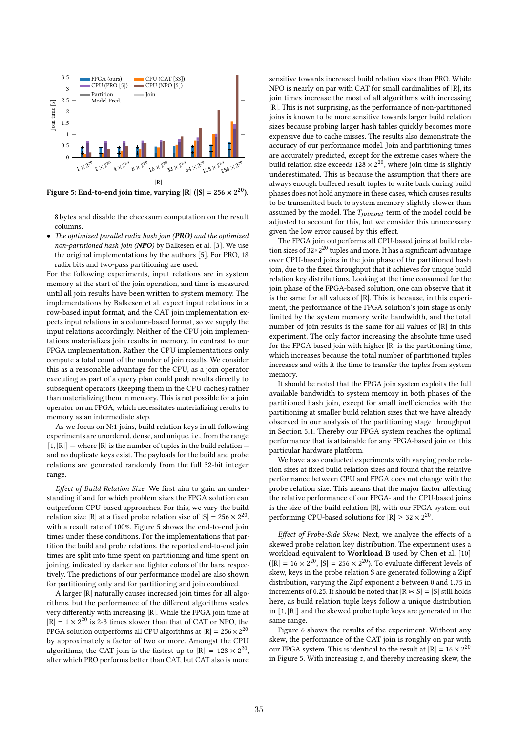Figure 5: End-to-end join time, varying |R| (|S| = $256 \times 2^{20}$).

8 bytes and disable the checksum computation on the result columns.

- *The optimized parallel radix hash join (**PRO**) and the optimized non-partitioned hash join (**NPO**)* by Balkesen et al. [3]. We use the original implementations by the authors [5]. For PRO, 18 radix bits and two-pass partitioning are used.

For the following experiments, input relations are in system memory at the start of the join operation, and time is measured until all join results have been written to system memory. The implementations by Balkesen et al. expect input relations in a row-based input format, and the CAT join implementation expects input relations in a column-based format, so we supply the input relations accordingly. Neither of the CPU join implementations materializes join results in memory, in contrast to our FPGA implementation. Rather, the CPU implementations only compute a total count of the number of join results. We consider this as a reasonable advantage for the CPU, as a join operator executing as part of a query plan could push results directly to subsequent operators (keeping them in the CPU caches) rather than materializing them in memory. This is not possible for a join operator on an FPGA, which necessitates materializing results to memory as an intermediate step.

As we focus on N:1 joins, build relation keys in all following experiments are unordered, dense, and unique, i.e., from the range $[1, |R|]$ — where |R| is the number of tuples in the build relation — and no duplicate keys exist. The payloads for the build and probe relations are generated randomly from the full 32-bit integer range.

*Effect of Build Relation Size.* We first aim to gain an understanding if and for which problem sizes the FPGA solution can outperform CPU-based approaches. For this, we vary the build relation size |R| at a fixed probe relation size of $|S| = 256 \times 2^{20}$, with a result rate of 100%. Figure 5 shows the end-to-end join times under these conditions. For the implementations that partition the build and probe relations, the reported end-to-end join times are split into time spent on partitioning and time spent on joining, indicated by darker and lighter colors of the bars, respectively. The predictions of our performance model are also shown for partitioning only and for partitioning and join combined.

A larger |R| naturally causes increased join times for all algorithms, but the performance of the different algorithms scales very differently with increasing |R|. While the FPGA join time at $|R| = 1 \times 2^{20}$ is 2-3 times slower than that of CAT or NPO, the FPGA solution outperforms all CPU algorithms at $|R| = 256 \times 2^{20}$ by approximately a factor of two or more. Amongst the CPU algorithms, the CAT join is the fastest up to $|R| = 128 \times 2^{20}$, after which PRO performs better than CAT, but CAT also is more sensitive towards increased build relation sizes than PRO. While NPO is nearly on par with CAT for small cardinalities of |R|, its join times increase the most of all algorithms with increasing |R|. This is not surprising, as the performance of non-partitioned joins is known to be more sensitive towards larger build relation sizes because probing larger hash tables quickly becomes more expensive due to cache misses. The results also demonstrate the accuracy of our performance model. Join and partitioning times are accurately predicted, except for the extreme cases where the build relation size exceeds $128 \times 2^{20}$, where join time is slightly underestimated. This is because the assumption that there are always enough buffered result tuples to write back during build phases does not hold anymore in these cases, which causes results to be transmitted back to system memory slightly slower than assumed by the model. The $T_{join,out}$ term of the model could be adjusted to account for this, but we consider this unnecessary given the low error caused by this effect.

The FPGA join outperforms all CPU-based joins at build relation sizes of $32 \times 2^{20}$ tuples and more. It has a significant advantage over CPU-based joins in the join phase of the partitioned hash join, due to the fixed throughput that it achieves for unique build relation key distributions. Looking at the time consumed for the join phase of the FPGA-based solution, one can observe that it is the same for all values of |R|. This is because, in this experiment, the performance of the FPGA solution's join stage is only limited by the system memory write bandwidth, and the total number of join results is the same for all values of |R| in this experiment. The only factor increasing the absolute time used for the FPGA-based join with higher |R| is the partitioning time, which increases because the total number of partitioned tuples increases and with it the time to transfer the tuples from system memory.

It should be noted that the FPGA join system exploits the full available bandwidth to system memory in both phases of the partitioned hash join, except for small inefficiencies with the partitioning at smaller build relation sizes that we have already observed in our analysis of the partitioning stage throughput in Section 5.1. Thereby our FPGA system reaches the optimal performance that is attainable for any FPGA-based join on this particular hardware platform.

We have also conducted experiments with varying probe relation sizes at fixed build relation sizes and found that the relative performance between CPU and FPGA does not change with the probe relation size. This means that the major factor affecting the relative performance of our FPGA- and the CPU-based joins is the size of the build relation |R|, with our FPGA system outperforming CPU-based solutions for $|R| \geq 32 \times 2^{20}$.

*Effect of Probe-Side Skew.* Next, we analyze the effects of a skewed probe relation key distribution. The experiment uses a workload equivalent to **Workload B** used by Chen et al. [10] ($|R| = 16 \times 2^{20}$, $|S| = 256 \times 2^{20}$). To evaluate different levels of skew, keys in the probe relation S are generated following a Zipf distribution, varying the Zipf exponent $z$ between 0 and 1.75 in increments of 0.25. It should be noted that $|R \bowtie S| = |S|$ still holds here, as build relation tuple keys follow a unique distribution in $[1, |R|]$ and the skewed probe tuple keys are generated in the same range.

Figure 6 shows the results of the experiment. Without any skew, the performance of the CAT join is roughly on par with our FPGA system. This is identical to the result at $|R| = 16 \times 2^{20}$ in Figure 5. With increasing $z$, and thereby increasing skew, the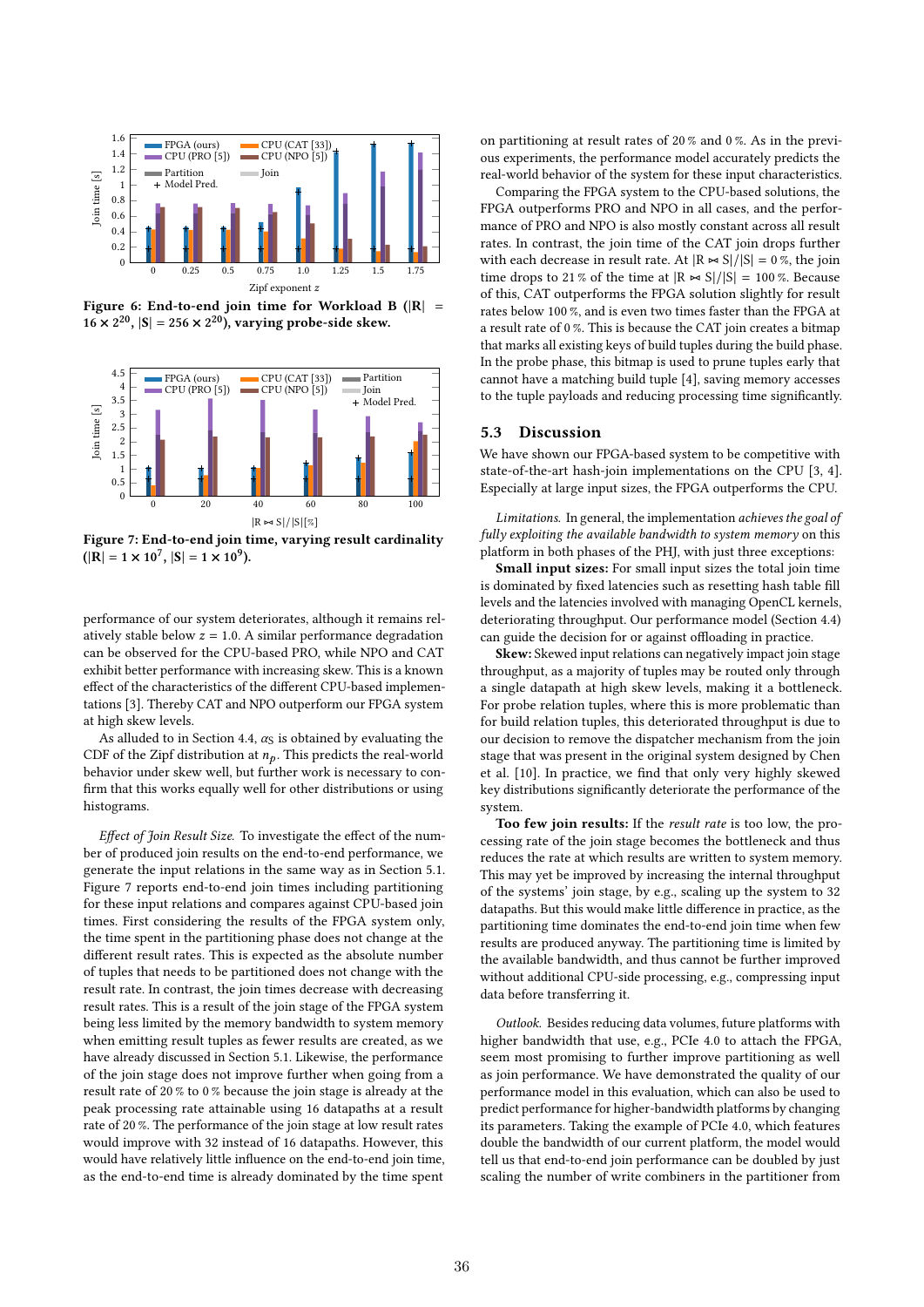Figure 6: End-to-end join time for Workload B ($|R| = 16 \times 2^{20}$, $|S| = 256 \times 2^{20}$), varying probe-side skew.

Figure 7: End-to-end join time, varying result cardinality ($|R| = 1 \times 10^7$, $|S| = 1 \times 10^9$).

performance of our system deteriorates, although it remains relatively stable below $z = 1.0$. A similar performance degradation can be observed for the CPU-based PRO, while NPO and CAT exhibit better performance with increasing skew. This is a known effect of the characteristics of the different CPU-based implementations [3]. Thereby CAT and NPO outperform our FPGA system at high skew levels.

As alluded to in Section 4.4, $\alpha_S$ is obtained by evaluating the CDF of the Zipf distribution at $n_p$. This predicts the real-world behavior under skew well, but further work is necessary to confirm that this works equally well for other distributions or using histograms.

*Effect of Join Result Size.* To investigate the effect of the number of produced join results on the end-to-end performance, we generate the input relations in the same way as in Section 5.1. Figure 7 reports end-to-end join times including partitioning for these input relations and compares against CPU-based join times. First considering the results of the FPGA system only, the time spent in the partitioning phase does not change at the different result rates. This is expected as the absolute number of tuples that needs to be partitioned does not change with the result rate. In contrast, the join times decrease with decreasing result rates. This is a result of the join stage of the FPGA system being less limited by the memory bandwidth to system memory when emitting result tuples as fewer results are created, as we have already discussed in Section 5.1. Likewise, the performance of the join stage does not improve further when going from a result rate of 20 % to 0 % because the join stage is already at the peak processing rate attainable using 16 datapaths at a result rate of 20 %. The performance of the join stage at low result rates would improve with 32 instead of 16 datapaths. However, this would have relatively little influence on the end-to-end join time, as the end-to-end time is already dominated by the time spent on partitioning at result rates of 20 % and 0 %. As in the previous experiments, the performance model accurately predicts the real-world behavior of the system for these input characteristics.

Comparing the FPGA system to the CPU-based solutions, the FPGA outperforms PRO and NPO in all cases, and the performance of PRO and NPO is also mostly constant across all result rates. In contrast, the join time of the CAT join drops further with each decrease in result rate. At $|R \bowtie S|/|S| = 0\,\%$, the join time drops to 21 % of the time at $|R \bowtie S|/|S| = 100\,\%$. Because of this, CAT outperforms the FPGA solution slightly for result rates below 100 %, and is even two times faster than the FPGA at a result rate of 0 %. This is because the CAT join creates a bitmap that marks all existing keys of build tuples during the build phase. In the probe phase, this bitmap is used to prune tuples early that cannot have a matching build tuple [4], saving memory accesses to the tuple payloads and reducing processing time significantly.

## 5.3 Discussion

We have shown our FPGA-based system to be competitive with state-of-the-art hash-join implementations on the CPU [3, 4]. Especially at large input sizes, the FPGA outperforms the CPU.

*Limitations.* In general, the implementation *achieves the goal of fully exploiting the available bandwidth to system memory* on this platform in both phases of the PHJ, with just three exceptions:

**Small input sizes:** For small input sizes the total join time is dominated by fixed latencies such as resetting hash table fill levels and the latencies involved with managing OpenCL kernels, deteriorating throughput. Our performance model (Section 4.4) can guide the decision for or against offloading in practice.

**Skew:** Skewed input relations can negatively impact join stage throughput, as a majority of tuples may be routed only through a single datapath at high skew levels, making it a bottleneck. For probe relation tuples, where this is more problematic than for build relation tuples, this deteriorated throughput is due to our decision to remove the dispatcher mechanism from the join stage that was present in the original system designed by Chen et al. [10]. In practice, we find that only very highly skewed key distributions significantly deteriorate the performance of the system.

**Too few join results:** If the *result rate* is too low, the processing rate of the join stage becomes the bottleneck and thus reduces the rate at which results are written to system memory. This may yet be improved by increasing the internal throughput of the systems' join stage, by e.g., scaling up the system to 32 datapaths. But this would make little difference in practice, as the partitioning time dominates the end-to-end join time when few results are produced anyway. The partitioning time is limited by the available bandwidth, and thus cannot be further improved without additional CPU-side processing, e.g., compressing input data before transferring it.

*Outlook.* Besides reducing data volumes, future platforms with higher bandwidth that use, e.g., PCIe 4.0 to attach the FPGA, seem most promising to further improve partitioning as well as join performance. We have demonstrated the quality of our performance model in this evaluation, which can also be used to predict performance for higher-bandwidth platforms by changing its parameters. Taking the example of PCIe 4.0, which features double the bandwidth of our current platform, the model would tell us that end-to-end join performance can be doubled by just scaling the number of write combiners in the partitioner from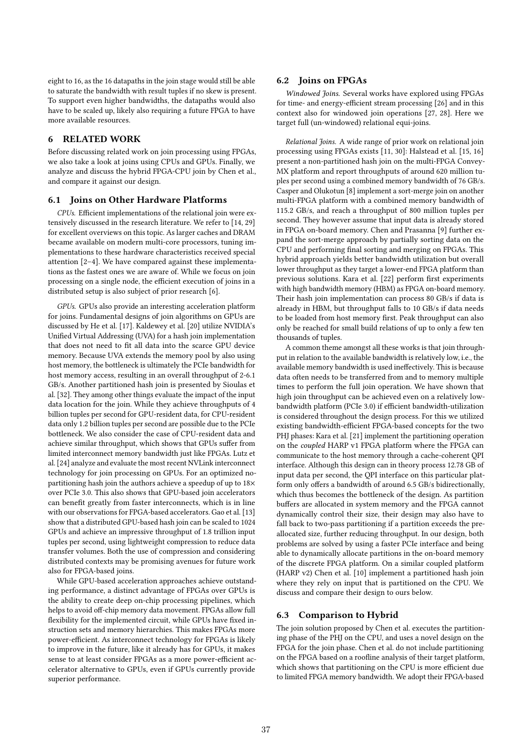eight to 16, as the 16 datapaths in the join stage would still be able to saturate the bandwidth with result tuples if no skew is present. To support even higher bandwidths, the datapaths would also have to be scaled up, likely also requiring a future FPGA to have more available resources.

# 6 RELATED WORK

Before discussing related work on join processing using FPGAs, we also take a look at joins using CPUs and GPUs. Finally, we analyze and discuss the hybrid FPGA-CPU join by Chen et al., and compare it against our design.

## 6.1 Joins on Other Hardware Platforms

*CPUs.* Efficient implementations of the relational join were extensively discussed in the research literature. We refer to [14, 29] for excellent overviews on this topic. As larger caches and DRAM became available on modern multi-core processors, tuning implementations to these hardware characteristics received special attention [2–4]. We have compared against these implementations as the fastest ones we are aware of. While we focus on join processing on a single node, the efficient execution of joins in a distributed setup is also subject of prior research [6].

*GPUs.* GPUs also provide an interesting acceleration platform for joins. Fundamental designs of join algorithms on GPUs are discussed by He et al. [17]. Kaldewey et al. [20] utilize NVIDIA's Unified Virtual Addressing (UVA) for a hash join implementation that does not need to fit all data into the scarce GPU device memory. Because UVA extends the memory pool by also using host memory, the bottleneck is ultimately the PCIe bandwidth for host memory access, resulting in an overall throughput of 2-6.1 GB/s. Another partitioned hash join is presented by Sioulas et al. [32]. They among other things evaluate the impact of the input data location for the join. While they achieve throughputs of 4 billion tuples per second for GPU-resident data, for CPU-resident data only 1.2 billion tuples per second are possible due to the PCIe bottleneck. We also consider the case of CPU-resident data and achieve similar throughput, which shows that GPUs suffer from limited interconnect memory bandwidth just like FPGAs. Lutz et al. [24] analyze and evaluate the most recent NVLink interconnect technology for join processing on GPUs. For an optimized no-partitioning hash join the authors achieve a speedup of up to 18× over PCIe 3.0. This also shows that GPU-based join accelerators can benefit greatly from faster interconnects, which is in line with our observations for FPGA-based accelerators. Gao et al. [13] show that a distributed GPU-based hash join can be scaled to 1024 GPUs and achieve an impressive throughput of 1.8 trillion input tuples per second, using lightweight compression to reduce data transfer volumes. Both the use of compression and considering distributed contexts may be promising avenues for future work also for FPGA-based joins.

While GPU-based acceleration approaches achieve outstanding performance, a distinct advantage of FPGAs over GPUs is the ability to create deep on-chip processing pipelines, which helps to avoid off-chip memory data movement. FPGAs allow full flexibility for the implemented circuit, while GPUs have fixed instruction sets and memory hierarchies. This makes FPGAs more power-efficient. As interconnect technology for FPGAs is likely to improve in the future, like it already has for GPUs, it makes sense to at least consider FPGAs as a more power-efficient accelerator alternative to GPUs, even if GPUs currently provide superior performance.

## 6.2 Joins on FPGAs

*Windowed Joins.* Several works have explored using FPGAs for time- and energy-efficient stream processing [26] and in this context also for windowed join operations [27, 28]. Here we target full (un-windowed) relational equi-joins.

*Relational Joins.* A wide range of prior work on relational join processing using FPGAs exists [11, 30]: Halstead et al. [15, 16] present a non-partitioned hash join on the multi-FPGA Convey-MX platform and report throughputs of around 620 million tuples per second using a combined memory bandwidth of 76 GB/s. Casper and Olukotun [8] implement a sort-merge join on another multi-FPGA platform with a combined memory bandwidth of 115.2 GB/s, and reach a throughput of 800 million tuples per second. They however assume that input data is already stored in FPGA on-board memory. Chen and Prasanna [9] further expand the sort-merge approach by partially sorting data on the CPU and performing final sorting and merging on FPGAs. This hybrid approach yields better bandwidth utilization but overall lower throughput as they target a lower-end FPGA platform than previous solutions. Kara et al. [22] perform first experiments with high bandwidth memory (HBM) as FPGA on-board memory. Their hash join implementation can process 80 GB/s if data is already in HBM, but throughput falls to 10 GB/s if data needs to be loaded from host memory first. Peak throughput can also only be reached for small build relations of up to only a few ten thousands of tuples.

A common theme amongst all these works is that join throughput in relation to the available bandwidth is relatively low, i.e., the available memory bandwidth is used ineffectively. This is because data often needs to be transferred from and to memory multiple times to perform the full join operation. We have shown that high join throughput can be achieved even on a relatively low-bandwidth platform (PCIe 3.0) if efficient bandwidth-utilization is considered throughout the design process. For this we utilized existing bandwidth-efficient FPGA-based concepts for the two PHJ phases: Kara et al. [21] implement the partitioning operation on the *coupled* HARP v1 FPGA platform where the FPGA can communicate to the host memory through a cache-coherent QPI interface. Although this design can in theory process 12.78 GB of input data per second, the QPI interface on this particular platform only offers a bandwidth of around 6.5 GB/s bidirectionally, which thus becomes the bottleneck of the design. As partition buffers are allocated in system memory and the FPGA cannot dynamically control their size, their design may also have to fall back to two-pass partitioning if a partition exceeds the pre-allocated size, further reducing throughput. In our design, both problems are solved by using a faster PCIe interface and being able to dynamically allocate partitions in the on-board memory of the discrete FPGA platform. On a similar coupled platform (HARP v2) Chen et al. [10] implement a partitioned hash join where they rely on input that is partitioned on the CPU. We discuss and compare their design to ours below.

## 6.3 Comparison to Hybrid

The join solution proposed by Chen et al. executes the partitioning phase of the PHJ on the CPU, and uses a novel design on the FPGA for the join phase. Chen et al. do not include partitioning on the FPGA based on a roofline analysis of their target platform, which shows that partitioning on the CPU is more efficient due to limited FPGA memory bandwidth. We adopt their FPGA-based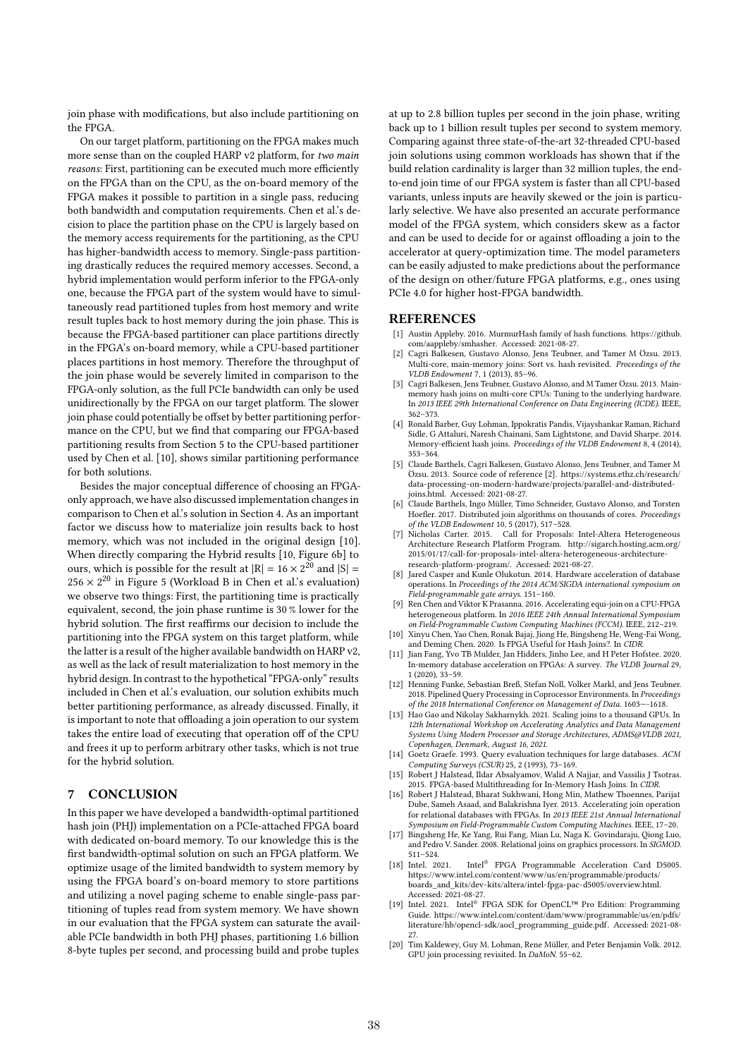join phase with modifications, but also include partitioning on the FPGA.

On our target platform, partitioning on the FPGA makes much more sense than on the coupled HARP v2 platform, for *two main reasons*: First, partitioning can be executed much more efficiently on the FPGA than on the CPU, as the on-board memory of the FPGA makes it possible to partition in a single pass, reducing both bandwidth and computation requirements. Chen et al.'s decision to place the partition phase on the CPU is largely based on the memory access requirements for the partitioning, as the CPU has higher-bandwidth access to memory. Single-pass partitioning drastically reduces the required memory accesses. Second, a hybrid implementation would perform inferior to the FPGA-only one, because the FPGA part of the system would have to simultaneously read partitioned tuples from host memory and write result tuples back to host memory during the join phase. This is because the FPGA-based partitioner can place partitions directly in the FPGA's on-board memory, while a CPU-based partitioner places partitions in host memory. Therefore the throughput of the join phase would be severely limited in comparison to the FPGA-only solution, as the full PCIe bandwidth can only be used unidirectionally by the FPGA on our target platform. The slower join phase could potentially be offset by better partitioning performance on the CPU, but we find that comparing our FPGA-based partitioning results from Section 5 to the CPU-based partitioner used by Chen et al. [10], shows similar partitioning performance for both solutions.

Besides the major conceptual difference of choosing an FPGA-only approach, we have also discussed implementation changes in comparison to Chen et al.'s solution in Section 4. As an important factor we discuss how to materialize join results back to host memory, which was not included in the original design [10]. When directly comparing the Hybrid results [10, Figure 6b] to ours, which is possible for the result at $|R| = 16 \times 2^{20}$ and $|S| = 256 \times 2^{20}$ in Figure 5 (Workload B in Chen et al.'s evaluation) we observe two things: First, the partitioning time is practically equivalent, second, the join phase runtime is 30 % lower for the hybrid solution. The first reaffirms our decision to include the partitioning into the FPGA system on this target platform, while the latter is a result of the higher available bandwidth on HARP v2, as well as the lack of result materialization to host memory in the hybrid design. In contrast to the hypothetical "FPGA-only" results included in Chen et al.'s evaluation, our solution exhibits much better partitioning performance, as already discussed. Finally, it is important to note that offloading a join operation to our system takes the entire load of executing that operation off of the CPU and frees it up to perform arbitrary other tasks, which is not true for the hybrid solution.

## 7 CONCLUSION

In this paper we have developed a bandwidth-optimal partitioned hash join (PHJ) implementation on a PCIe-attached FPGA board with dedicated on-board memory. To our knowledge this is the first bandwidth-optimal solution on such an FPGA platform. We optimize usage of the limited bandwidth to system memory by using the FPGA board's on-board memory to store partitions and utilizing a novel paging scheme to enable single-pass partitioning of tuples read from system memory. We have shown in our evaluation that the FPGA system can saturate the available PCIe bandwidth in both PHJ phases, partitioning 1.6 billion 8-byte tuples per second, and processing build and probe tuples at up to 2.8 billion tuples per second in the join phase, writing back up to 1 billion result tuples per second to system memory. Comparing against three state-of-the-art 32-threaded CPU-based join solutions using common workloads has shown that if the build relation cardinality is larger than 32 million tuples, the end-to-end join time of our FPGA system is faster than all CPU-based variants, unless inputs are heavily skewed or the join is particularly selective. We have also presented an accurate performance model of the FPGA system, which considers skew as a factor and can be used to decide for or against offloading a join to the accelerator at query-optimization time. The model parameters can be easily adjusted to make predictions about the performance of the design on other/future FPGA platforms, e.g., ones using PCIe 4.0 for higher host-FPGA bandwidth.

## REFERENCES

[1] Austin Appleby. 2016. MurmurHash family of hash functions. https://github.com/aappleby/smhasher. Accessed: 2021-08-27.

[2] Cagri Balkesen, Gustavo Alonso, Jens Teubner, and Tamer M Özsu. 2013. Multi-core, main-memory joins: Sort vs. hash revisited. *Proceedings of the VLDB Endowment* 7, 1 (2013), 85–96.

[3] Cagri Balkesen, Jens Teubner, Gustavo Alonso, and M Tamer Özsu. 2013. Main-memory hash joins on multi-core CPUs: Tuning to the underlying hardware. In *2013 IEEE 29th International Conference on Data Engineering (ICDE)*. IEEE, 362–373.

[4] Ronald Barber, Guy Lohman, Ippokratis Pandis, Vijayshankar Raman, Richard Sidle, G Attaluri, Naresh Chainani, Sam Lightstone, and David Sharpe. 2014. Memory-efficient hash joins. *Proceedings of the VLDB Endowment* 8, 4 (2014), 353–364.

[5] Claude Barthels, Cagri Balkesen, Gustavo Alonso, Jens Teubner, and Tamer M Özsu. 2013. Source code of reference [2]. https://systems.ethz.ch/research/data-processing-on-modern-hardware/projects/parallel-and-distributed-joins.html. Accessed: 2021-08-27.

[6] Claude Barthels, Ingo Müller, Timo Schneider, Gustavo Alonso, and Torsten Hoefler. 2017. Distributed join algorithms on thousands of cores. *Proceedings of the VLDB Endowment* 10, 5 (2017), 517–528.

[7] Nicholas Carter. 2015. Call for Proposals: Intel-Altera Heterogeneous Architecture Research Platform Program. http://sigarch.hosting.acm.org/2015/01/17/call-for-proposals-intel-altera-heterogeneous-architecture-research-platform-program/. Accessed: 2021-08-27.

[8] Jared Casper and Kunle Olukotun. 2014. Hardware acceleration of database operations. In *Proceedings of the 2014 ACM/SIGDA international symposium on Field-programmable gate arrays*. 151–160.

[9] Ren Chen and Viktor K Prasanna. 2016. Accelerating equi-join on a CPU-FPGA heterogeneous platform. In *2016 IEEE 24th Annual International Symposium on Field-Programmable Custom Computing Machines (FCCM)*. IEEE, 212–219.

[10] Xinyu Chen, Yao Chen, Ronak Bajaj, Jiong He, Bingsheng He, Weng-Fai Wong, and Deming Chen. 2020. Is FPGA Useful for Hash Joins?. In *CIDR*.

[11] Jian Fang, Yvo TB Mulder, Jan Hidders, Jinho Lee, and H Peter Hofstee. 2020. In-memory database acceleration on FPGAs: A survey. *The VLDB Journal* 29, 1 (2020), 33–59.

[12] Henning Funke, Sebastian Breß, Stefan Noll, Volker Markl, and Jens Teubner. 2018. Pipelined Query Processing in Coprocessor Environments. In *Proceedings of the 2018 International Conference on Management of Data*. 1603—-1618.

[13] Hao Gao and Nikolay Sakharnykh. 2021. Scaling joins to a thousand GPUs. In *12th International Workshop on Accelerating Analytics and Data Management Systems Using Modern Processor and Storage Architectures, ADMS@VLDB 2021, Copenhagen, Denmark, August 16, 2021*.

[14] Goetz Graefe. 1993. Query evaluation techniques for large databases. *ACM Computing Surveys (CSUR)* 25, 2 (1993), 73–169.

[15] Robert J Halstead, Ildar Absalyamov, Walid A Najjar, and Vassilis J Tsotras. 2015. FPGA-based Multithreading for In-Memory Hash Joins. In *CIDR*.

[16] Robert J Halstead, Bharat Sukhwani, Hong Min, Mathew Thoennes, Parijat Dube, Sameh Asaad, and Balakrishna Iyer. 2013. Accelerating join operation for relational databases with FPGAs. In *2013 IEEE 21st Annual International Symposium on Field-Programmable Custom Computing Machines*. IEEE, 17–20.

[17] Bingsheng He, Ke Yang, Rui Fang, Mian Lu, Naga K. Govindaraju, Qiong Luo, and Pedro V. Sander. 2008. Relational joins on graphics processors. In *SIGMOD*. 511–524.

[18] Intel. 2021. Intel® FPGA Programmable Acceleration Card D5005. https://www.intel.com/content/www/us/en/programmable/products/boards_and_kits/dev-kits/altera/intel-fpga-pac-d5005/overview.html. Accessed: 2021-08-27.

[19] Intel. 2021. Intel® FPGA SDK for OpenCL™ Pro Edition: Programming Guide. https://www.intel.com/content/dam/www/programmable/us/en/pdfs/literature/hb/opencl-sdk/aocl_programming_guide.pdf. Accessed: 2021-08-27.

[20] Tim Kaldewey, Guy M. Lohman, Rene Müller, and Peter Benjamin Volk. 2012. GPU join processing revisited. In *DaMoN*. 55–62.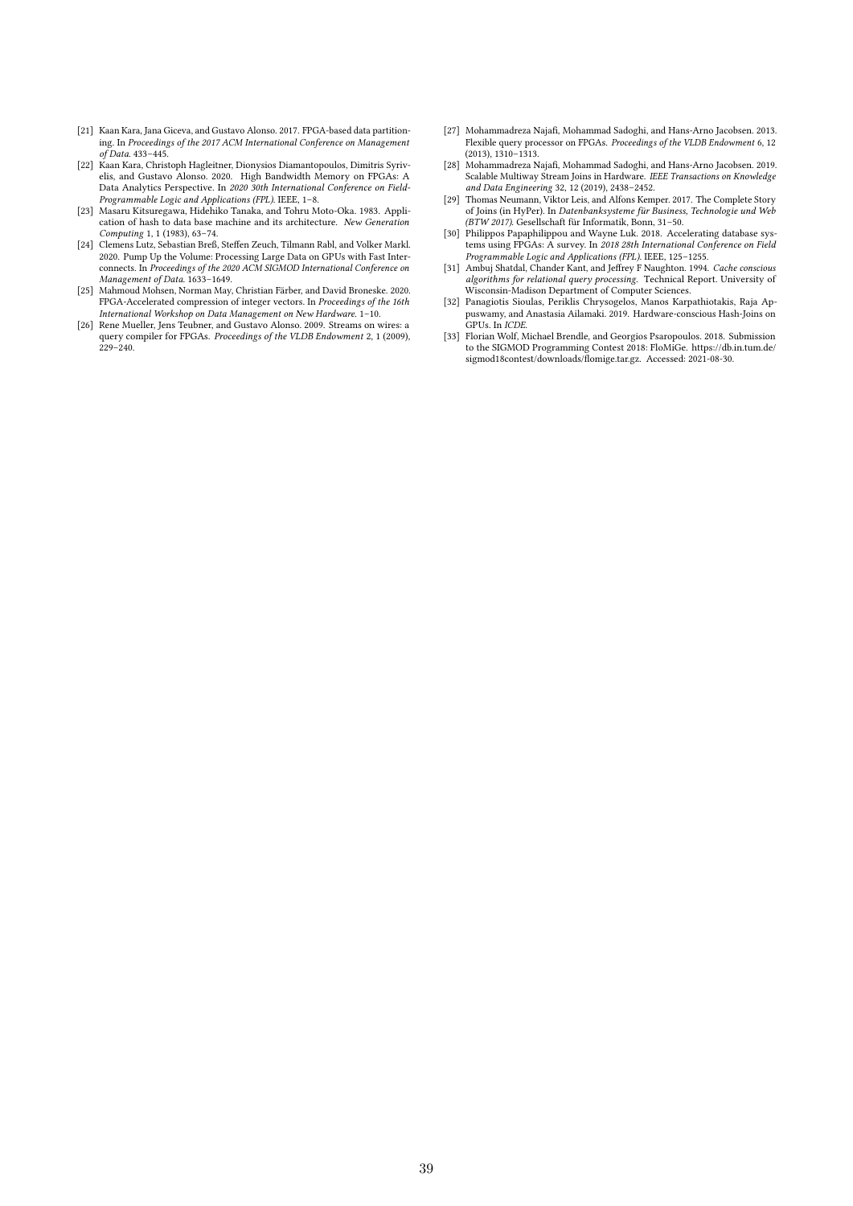- [21] Kaan Kara, Jana Giceva, and Gustavo Alonso. 2017. FPGA-based data partitioning. In *Proceedings of the 2017 ACM International Conference on Management of Data*. 433–445.
- [22] Kaan Kara, Christoph Hagleitner, Dionysios Diamantopoulos, Dimitris Syrivelis, and Gustavo Alonso. 2020. High Bandwidth Memory on FPGAs: A Data Analytics Perspective. In *2020 30th International Conference on Field-Programmable Logic and Applications (FPL)*. IEEE, 1–8.
- [23] Masaru Kitsuregawa, Hidehiko Tanaka, and Tohru Moto-Oka. 1983. Application of hash to data base machine and its architecture. *New Generation Computing* 1, 1 (1983), 63–74.
- [24] Clemens Lutz, Sebastian Breß, Steffen Zeuch, Tilmann Rabl, and Volker Markl. 2020. Pump Up the Volume: Processing Large Data on GPUs with Fast Interconnects. In *Proceedings of the 2020 ACM SIGMOD International Conference on Management of Data*. 1633–1649.
- [25] Mahmoud Mohsen, Norman May, Christian Färber, and David Broneske. 2020. FPGA-Accelerated compression of integer vectors. In *Proceedings of the 16th International Workshop on Data Management on New Hardware*. 1–10.
- [26] Rene Mueller, Jens Teubner, and Gustavo Alonso. 2009. Streams on wires: a query compiler for FPGAs. *Proceedings of the VLDB Endowment* 2, 1 (2009), 229–240.
- [27] Mohammadreza Najafi, Mohammad Sadoghi, and Hans-Arno Jacobsen. 2013. Flexible query processor on FPGAs. *Proceedings of the VLDB Endowment* 6, 12 (2013), 1310–1313.
- [28] Mohammadreza Najafi, Mohammad Sadoghi, and Hans-Arno Jacobsen. 2019. Scalable Multiway Stream Joins in Hardware. *IEEE Transactions on Knowledge and Data Engineering* 32, 12 (2019), 2438–2452.
- [29] Thomas Neumann, Viktor Leis, and Alfons Kemper. 2017. The Complete Story of Joins (in HyPer). In *Datenbanksysteme für Business, Technologie und Web (BTW 2017)*. Gesellschaft für Informatik, Bonn, 31–50.
- [30] Philippos Papaphilippou and Wayne Luk. 2018. Accelerating database systems using FPGAs: A survey. In *2018 28th International Conference on Field Programmable Logic and Applications (FPL)*. IEEE, 125–1255.
- [31] Ambuj Shatdal, Chander Kant, and Jeffrey F Naughton. 1994. *Cache conscious algorithms for relational query processing*. Technical Report. University of Wisconsin-Madison Department of Computer Sciences.
- [32] Panagiotis Sioulas, Periklis Chrysogelos, Manos Karpathiotakis, Raja Appuswamy, and Anastasia Ailamaki. 2019. Hardware-conscious Hash-Joins on GPUs. In *ICDE*.
- [33] Florian Wolf, Michael Brendle, and Georgios Psaropoulos. 2018. Submission to the SIGMOD Programming Contest 2018: FloMiGe. https://db.in.tum.de/sigmod18contest/downloads/flomige.tar.gz. Accessed: 2021-08-30.